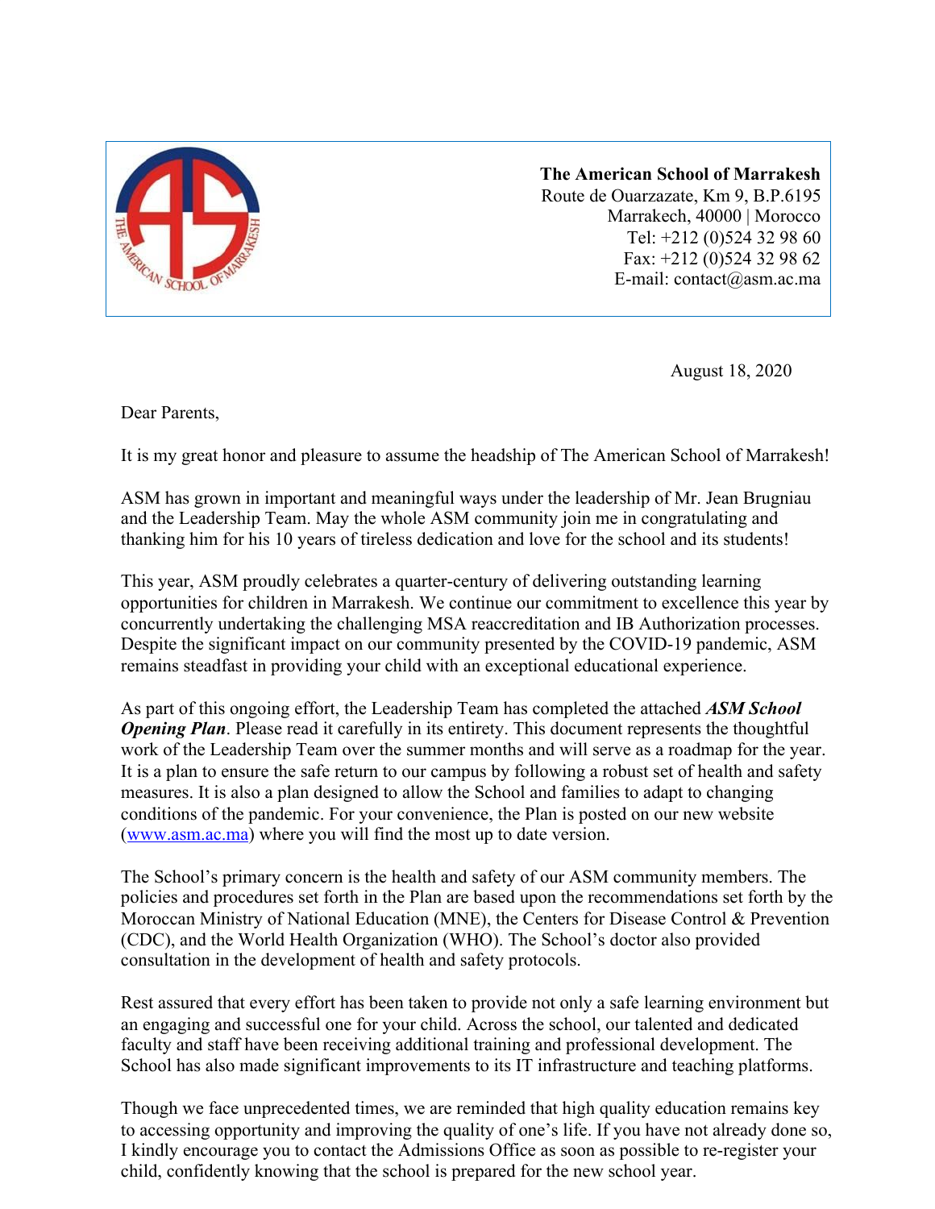**The American School of Marrakesh**
Route de Ouarzazate, Km 9, B.P.6195
Marrakech, 40000 | Morocco
Tel: +212 (0)524 32 98 60
Fax: +212 (0)524 32 98 62
E-mail: contact@asm.ac.ma

August 18, 2020

Dear Parents,

It is my great honor and pleasure to assume the headship of The American School of Marrakesh!

ASM has grown in important and meaningful ways under the leadership of Mr. Jean Brugniau and the Leadership Team. May the whole ASM community join me in congratulating and thanking him for his 10 years of tireless dedication and love for the school and its students!

This year, ASM proudly celebrates a quarter-century of delivering outstanding learning opportunities for children in Marrakesh. We continue our commitment to excellence this year by concurrently undertaking the challenging MSA reaccreditation and IB Authorization processes. Despite the significant impact on our community presented by the COVID-19 pandemic, ASM remains steadfast in providing your child with an exceptional educational experience.

As part of this ongoing effort, the Leadership Team has completed the attached ***ASM School Opening Plan***. Please read it carefully in its entirety. This document represents the thoughtful work of the Leadership Team over the summer months and will serve as a roadmap for the year. It is a plan to ensure the safe return to our campus by following a robust set of health and safety measures. It is also a plan designed to allow the School and families to adapt to changing conditions of the pandemic. For your convenience, the Plan is posted on our new website ([www.asm.ac.ma](http://www.asm.ac.ma)) where you will find the most up to date version.

The School's primary concern is the health and safety of our ASM community members. The policies and procedures set forth in the Plan are based upon the recommendations set forth by the Moroccan Ministry of National Education (MNE), the Centers for Disease Control & Prevention (CDC), and the World Health Organization (WHO). The School's doctor also provided consultation in the development of health and safety protocols.

Rest assured that every effort has been taken to provide not only a safe learning environment but an engaging and successful one for your child. Across the school, our talented and dedicated faculty and staff have been receiving additional training and professional development. The School has also made significant improvements to its IT infrastructure and teaching platforms.

Though we face unprecedented times, we are reminded that high quality education remains key to accessing opportunity and improving the quality of one's life. If you have not already done so, I kindly encourage you to contact the Admissions Office as soon as possible to re-register your child, confidently knowing that the school is prepared for the new school year.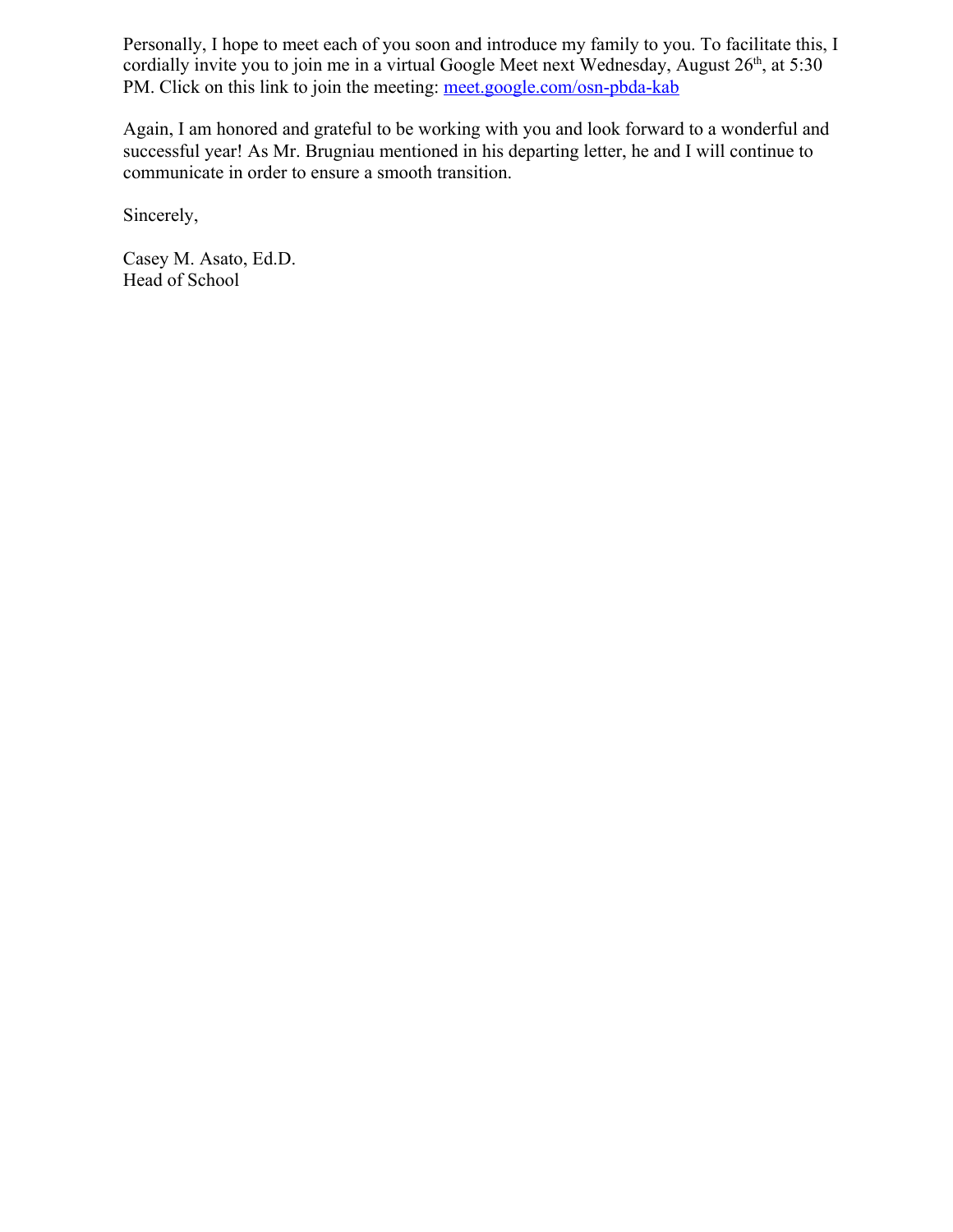Personally, I hope to meet each of you soon and introduce my family to you. To facilitate this, I cordially invite you to join me in a virtual Google Meet next Wednesday, August 26th, at 5:30 PM. Click on this link to join the meeting: [meet.google.com/osn-pbda-kab](meet.google.com/osn-pbda-kab)

Again, I am honored and grateful to be working with you and look forward to a wonderful and successful year! As Mr. Brugniau mentioned in his departing letter, he and I will continue to communicate in order to ensure a smooth transition.

Sincerely,

Casey M. Asato, Ed.D.  
Head of School